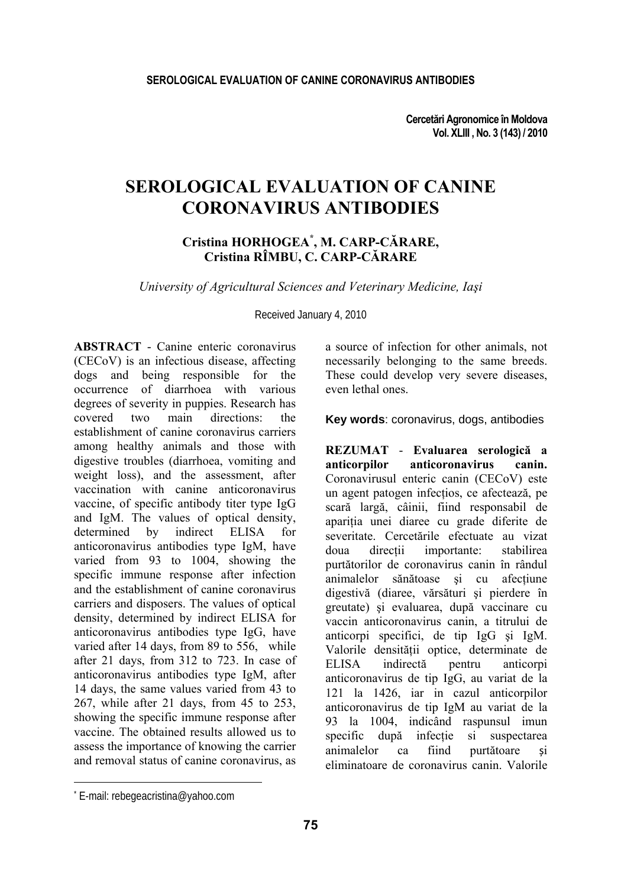# SEROLOGICAL EVALUATION OF CANINE CORONAVIRUS ANTIBODIES

**Cristina HORHOGEA[*], M. CARP-CĂRARE, Cristina RÎMBU, C. CARP-CĂRARE**

*University of Agricultural Sciences and Veterinary Medicine, Iaşi*

Received January 4, 2010

**ABSTRACT** - Canine enteric coronavirus (CECoV) is an infectious disease, affecting dogs and being responsible for the occurrence of diarrhoea with various degrees of severity in puppies. Research has covered two main directions: the establishment of canine coronavirus carriers among healthy animals and those with digestive troubles (diarrhoea, vomiting and weight loss), and the assessment, after vaccination with canine anticoronavirus vaccine, of specific antibody titer type IgG and IgM. The values of optical density, determined by indirect ELISA for anticoronavirus antibodies type IgM, have varied from 93 to 1004, showing the specific immune response after infection and the establishment of canine coronavirus carriers and disposers. The values of optical density, determined by indirect ELISA for anticoronavirus antibodies type IgG, have varied after 14 days, from 89 to 556, while after 21 days, from 312 to 723. In case of anticoronavirus antibodies type IgM, after 14 days, the same values varied from 43 to 267, while after 21 days, from 45 to 253, showing the specific immune response after vaccine. The obtained results allowed us to assess the importance of knowing the carrier and removal status of canine coronavirus, as a source of infection for other animals, not necessarily belonging to the same breeds. These could develop very severe diseases, even lethal ones.

**Key words**: coronavirus, dogs, antibodies

**REZUMAT** - **Evaluarea serologică a anticorpilor anticoronavirus canin.** Coronavirusul enteric canin (CECoV) este un agent patogen infecțios, ce afectează, pe scară largă, câinii, fiind responsabil de apariția unei diaree cu grade diferite de severitate. Cercetările efectuate au vizat doua direcții importante: stabilirea purtătorilor de coronavirus canin în rândul animalelor sănătoase şi cu afecțiune digestivă (diaree, vărsături şi pierdere în greutate) şi evaluarea, după vaccinare cu vaccin anticoronavirus canin, a titrului de anticorpi specifici, de tip IgG şi IgM. Valorile densității optice, determinate de ELISA indirectă pentru anticorpi anticoronavirus de tip IgG, au variat de la 121 la 1426, iar in cazul anticorpilor anticoronavirus de tip IgM au variat de la 93 la 1004, indicând raspunsul imun specific după infecție si suspectarea animalelor ca fiind purtătoare și eliminatoare de coronavirus canin. Valorile

[*] E-mail: rebegeacristina@yahoo.com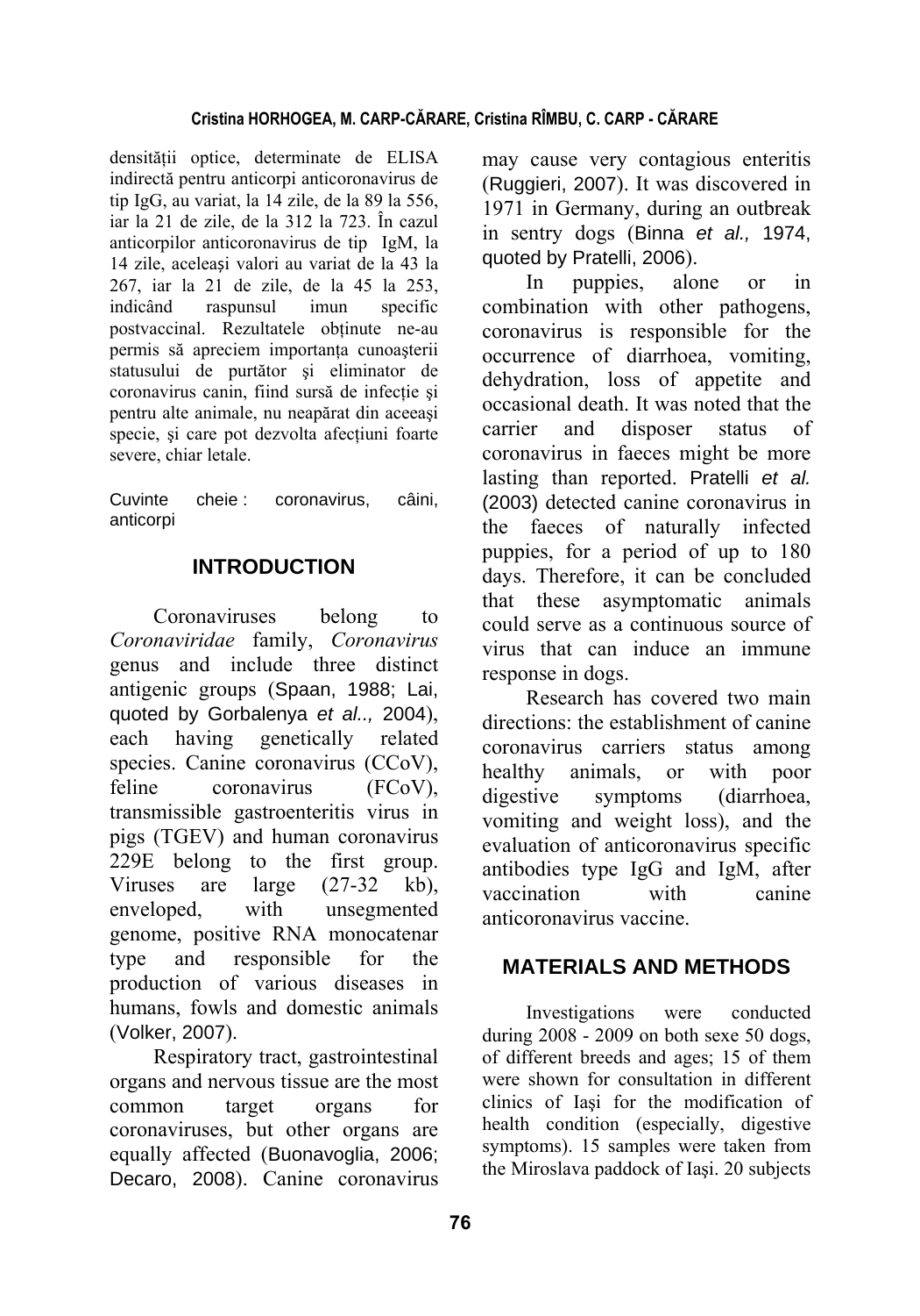densității optice, determinate de ELISA indirectă pentru anticorpi anticoronavirus de tip IgG, au variat, la 14 zile, de la 89 la 556, iar la 21 de zile, de la 312 la 723. În cazul anticorpilor anticoronavirus de tip IgM, la 14 zile, aceleaşi valori au variat de la 43 la 267, iar la 21 de zile, de la 45 la 253, indicând raspunsul imun specific postvaccinal. Rezultatele obținute ne-au permis să apreciem importanța cunoașterii statusului de purtător şi eliminator de coronavirus canin, fiind sursă de infecție şi pentru alte animale, nu neapărat din aceeaşi specie, şi care pot dezvolta afecțiuni foarte severe, chiar letale.

Cuvinte cheie : coronavirus, câini, anticorpi

## INTRODUCTION

Coronaviruses belong to *Coronaviridae* family, *Coronavirus* genus and include three distinct antigenic groups (Spaan, 1988; Lai, quoted by Gorbalenya *et al.,* 2004), each having genetically related species. Canine coronavirus (CCoV), feline coronavirus (FCoV), transmissible gastroenteritis virus in pigs (TGEV) and human coronavirus 229E belong to the first group. Viruses are large (27-32 kb), enveloped, with unsegmented genome, positive RNA monocatenar type and responsible for the production of various diseases in humans, fowls and domestic animals (Volker, 2007).

Respiratory tract, gastrointestinal organs and nervous tissue are the most common target organs for coronaviruses, but other organs are equally affected (Buonavoglia, 2006; Decaro, 2008). Canine coronavirus may cause very contagious enteritis (Ruggieri, 2007). It was discovered in 1971 in Germany, during an outbreak in sentry dogs (Binna *et al.,* 1974, quoted by Pratelli, 2006).

In puppies, alone or in combination with other pathogens, coronavirus is responsible for the occurrence of diarrhoea, vomiting, dehydration, loss of appetite and occasional death. It was noted that the carrier and disposer status of coronavirus in faeces might be more lasting than reported. Pratelli *et al.* (2003) detected canine coronavirus in the faeces of naturally infected puppies, for a period of up to 180 days. Therefore, it can be concluded that these asymptomatic animals could serve as a continuous source of virus that can induce an immune response in dogs.

Research has covered two main directions: the establishment of canine coronavirus carriers status among healthy animals, or with poor digestive symptoms (diarrhoea, vomiting and weight loss), and the evaluation of anticoronavirus specific antibodies type IgG and IgM, after vaccination with canine anticoronavirus vaccine.

## MATERIALS AND METHODS

Investigations were conducted during 2008 - 2009 on both sexe 50 dogs, of different breeds and ages; 15 of them were shown for consultation in different clinics of Iaşi for the modification of health condition (especially, digestive symptoms). 15 samples were taken from the Miroslava paddock of Iaşi. 20 subjects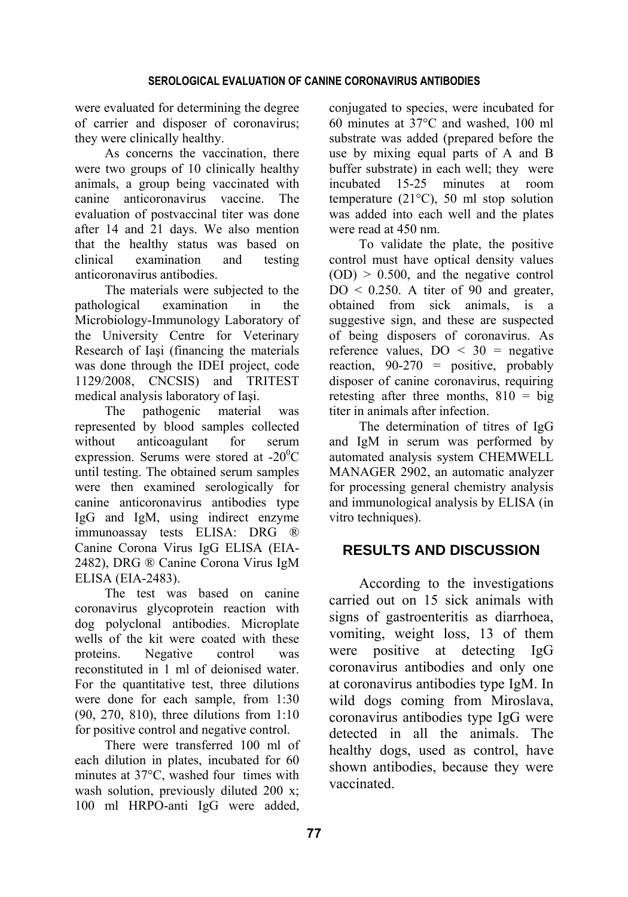were evaluated for determining the degree of carrier and disposer of coronavirus; they were clinically healthy.

As concerns the vaccination, there were two groups of 10 clinically healthy animals, a group being vaccinated with canine anticoronavirus vaccine. The evaluation of postvaccinal titer was done after 14 and 21 days. We also mention that the healthy status was based on clinical examination and testing anticoronavirus antibodies.

The materials were subjected to the pathological examination in the Microbiology-Immunology Laboratory of the University Centre for Veterinary Research of Iaşi (financing the materials was done through the IDEI project, code 1129/2008, CNCSIS) and TRITEST medical analysis laboratory of Iaşi.

The pathogenic material was represented by blood samples collected without anticoagulant for serum expression. Serums were stored at -20$^0$C until testing. The obtained serum samples were then examined serologically for canine anticoronavirus antibodies type IgG and IgM, using indirect enzyme immunoassay tests ELISA: DRG ® Canine Corona Virus IgG ELISA (EIA-2482), DRG ® Canine Corona Virus IgM ELISA (EIA-2483).

The test was based on canine coronavirus glycoprotein reaction with dog polyclonal antibodies. Microplate wells of the kit were coated with these proteins. Negative control was reconstituted in 1 ml of deionised water. For the quantitative test, three dilutions were done for each sample, from 1:30 (90, 270, 810), three dilutions from 1:10 for positive control and negative control.

There were transferred 100 ml of each dilution in plates, incubated for 60 minutes at 37°C, washed four times with wash solution, previously diluted 200 x; 100 ml HRPO-anti IgG were added, conjugated to species, were incubated for 60 minutes at 37°C and washed, 100 ml substrate was added (prepared before the use by mixing equal parts of A and B buffer substrate) in each well; they were incubated 15-25 minutes at room temperature (21°C), 50 ml stop solution was added into each well and the plates were read at 450 nm.

To validate the plate, the positive control must have optical density values (OD) > 0.500, and the negative control DO < 0.250. A titer of 90 and greater, obtained from sick animals, is a suggestive sign, and these are suspected of being disposers of coronavirus. As reference values, DO < 30 = negative reaction, 90-270 = positive, probably disposer of canine coronavirus, requiring retesting after three months, 810 = big titer in animals after infection.

The determination of titres of IgG and IgM in serum was performed by automated analysis system CHEMWELL MANAGER 2902, an automatic analyzer for processing general chemistry analysis and immunological analysis by ELISA (in vitro techniques).

## RESULTS AND DISCUSSION

According to the investigations carried out on 15 sick animals with signs of gastroenteritis as diarrhoea, vomiting, weight loss, 13 of them were positive at detecting IgG coronavirus antibodies and only one at coronavirus antibodies type IgM. In wild dogs coming from Miroslava, coronavirus antibodies type IgG were detected in all the animals. The healthy dogs, used as control, have shown antibodies, because they were vaccinated.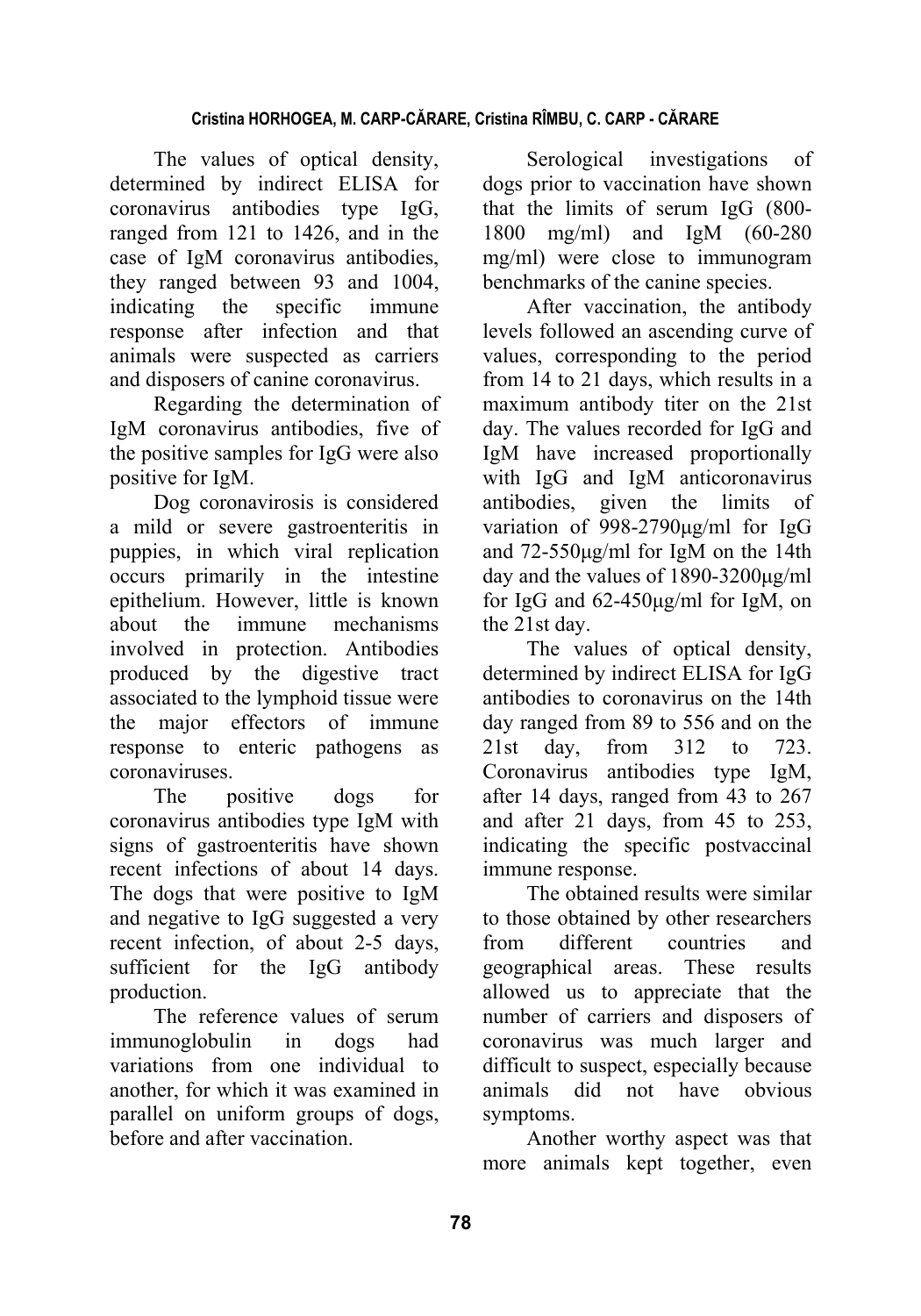The values of optical density, determined by indirect ELISA for coronavirus antibodies type IgG, ranged from 121 to 1426, and in the case of IgM coronavirus antibodies, they ranged between 93 and 1004, indicating the specific immune response after infection and that animals were suspected as carriers and disposers of canine coronavirus.

Regarding the determination of IgM coronavirus antibodies, five of the positive samples for IgG were also positive for IgM.

Dog coronavirosis is considered a mild or severe gastroenteritis in puppies, in which viral replication occurs primarily in the intestine epithelium. However, little is known about the immune mechanisms involved in protection. Antibodies produced by the digestive tract associated to the lymphoid tissue were the major effectors of immune response to enteric pathogens as coronaviruses.

The positive dogs for coronavirus antibodies type IgM with signs of gastroenteritis have shown recent infections of about 14 days. The dogs that were positive to IgM and negative to IgG suggested a very recent infection, of about 2-5 days, sufficient for the IgG antibody production.

The reference values of serum immunoglobulin in dogs had variations from one individual to another, for which it was examined in parallel on uniform groups of dogs, before and after vaccination.

Serological investigations of dogs prior to vaccination have shown that the limits of serum IgG (800-1800 mg/ml) and IgM (60-280 mg/ml) were close to immunogram benchmarks of the canine species.

After vaccination, the antibody levels followed an ascending curve of values, corresponding to the period from 14 to 21 days, which results in a maximum antibody titer on the 21st day. The values recorded for IgG and IgM have increased proportionally with IgG and IgM anticoronavirus antibodies, given the limits of variation of 998-2790µg/ml for IgG and 72-550µg/ml for IgM on the 14th day and the values of 1890-3200µg/ml for IgG and 62-450µg/ml for IgM, on the 21st day.

The values of optical density, determined by indirect ELISA for IgG antibodies to coronavirus on the 14th day ranged from 89 to 556 and on the 21st day, from 312 to 723. Coronavirus antibodies type IgM, after 14 days, ranged from 43 to 267 and after 21 days, from 45 to 253, indicating the specific postvaccinal immune response.

The obtained results were similar to those obtained by other researchers from different countries and geographical areas. These results allowed us to appreciate that the number of carriers and disposers of coronavirus was much larger and difficult to suspect, especially because animals did not have obvious symptoms.

Another worthy aspect was that more animals kept together, even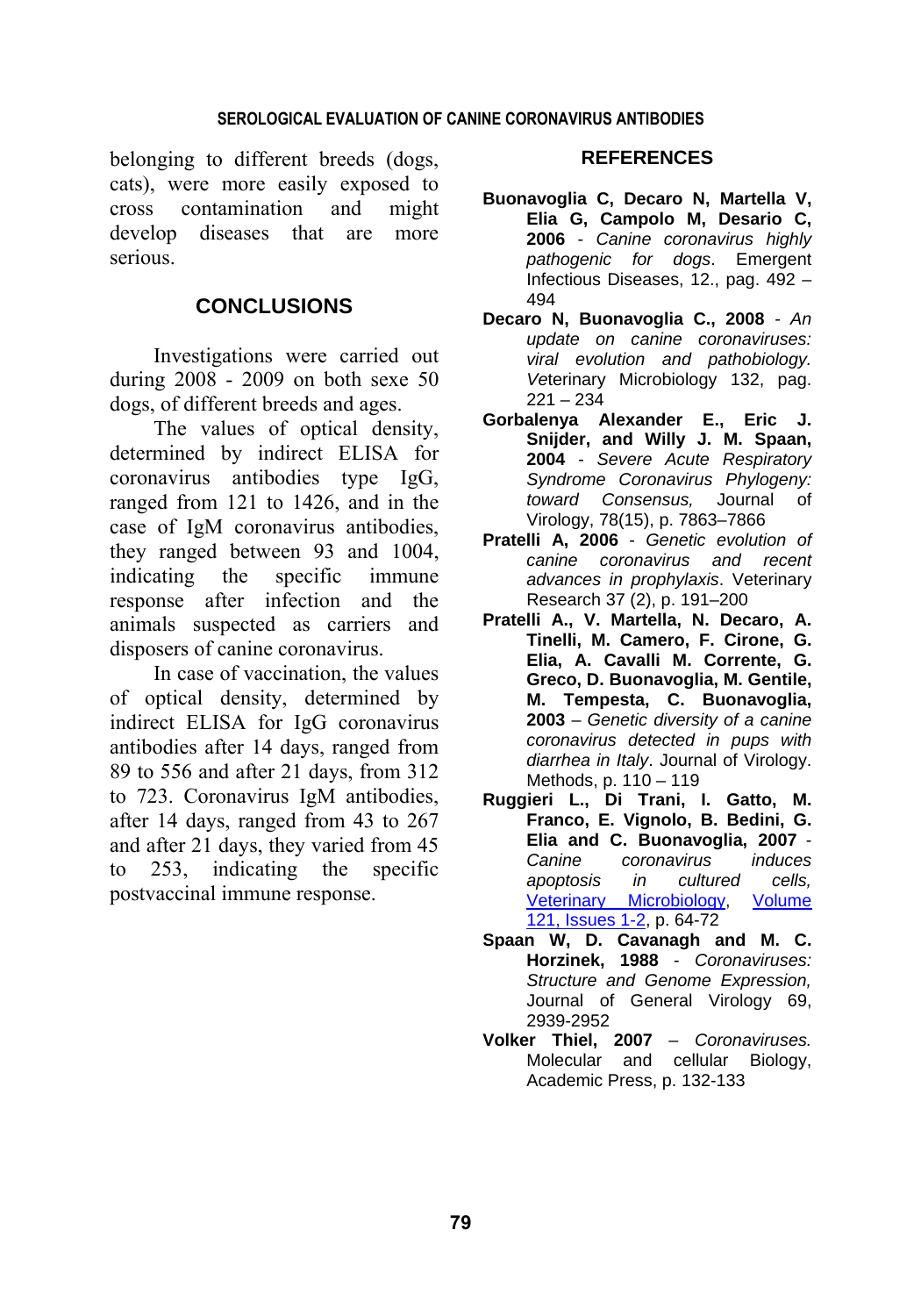belonging to different breeds (dogs, cats), were more easily exposed to cross contamination and might develop diseases that are more serious.

## CONCLUSIONS

Investigations were carried out during 2008 - 2009 on both sexe 50 dogs, of different breeds and ages.

The values of optical density, determined by indirect ELISA for coronavirus antibodies type IgG, ranged from 121 to 1426, and in the case of IgM coronavirus antibodies, they ranged between 93 and 1004, indicating the specific immune response after infection and the animals suspected as carriers and disposers of canine coronavirus.

In case of vaccination, the values of optical density, determined by indirect ELISA for IgG coronavirus antibodies after 14 days, ranged from 89 to 556 and after 21 days, from 312 to 723. Coronavirus IgM antibodies, after 14 days, ranged from 43 to 267 and after 21 days, they varied from 45 to 253, indicating the specific postvaccinal immune response.

## REFERENCES

**Buonavoglia C, Decaro N, Martella V, Elia G, Campolo M, Desario C, 2006** - *Canine coronavirus highly pathogenic for dogs*. Emergent Infectious Diseases, 12., pag. 492 – 494

**Decaro N, Buonavoglia C., 2008** - *An update on canine coronaviruses: viral evolution and pathobiology. V*eterinary Microbiology 132, pag. 221 – 234

**Gorbalenya Alexander E., Eric J. Snijder, and Willy J. M. Spaan, 2004** - *Severe Acute Respiratory Syndrome Coronavirus Phylogeny: toward Consensus,* Journal of Virology, 78(15), p. 7863–7866

**Pratelli A, 2006** - *Genetic evolution of canine coronavirus and recent advances in prophylaxis*. Veterinary Research 37 (2), p. 191–200

**Pratelli A., V. Martella, N. Decaro, A. Tinelli, M. Camero, F. Cirone, G. Elia, A. Cavalli M. Corrente, G. Greco, D. Buonavoglia, M. Gentile, M. Tempesta, C. Buonavoglia, 2003** – *Genetic diversity of a canine coronavirus detected in pups with diarrhea in Italy*. Journal of Virology. Methods, p. 110 – 119

**Ruggieri L., Di Trani, I. Gatto, M. Franco, E. Vignolo, B. Bedini, G. Elia and C. Buonavoglia, 2007** - *Canine coronavirus induces apoptosis in cultured cells,* Veterinary Microbiology, Volume 121, Issues 1-2, p. 64-72

**Spaan W, D. Cavanagh and M. C. Horzinek, 1988** - *Coronaviruses: Structure and Genome Expression,* Journal of General Virology 69, 2939-2952

**Volker Thiel, 2007** – *Coronaviruses.* Molecular and cellular Biology, Academic Press, p. 132-133